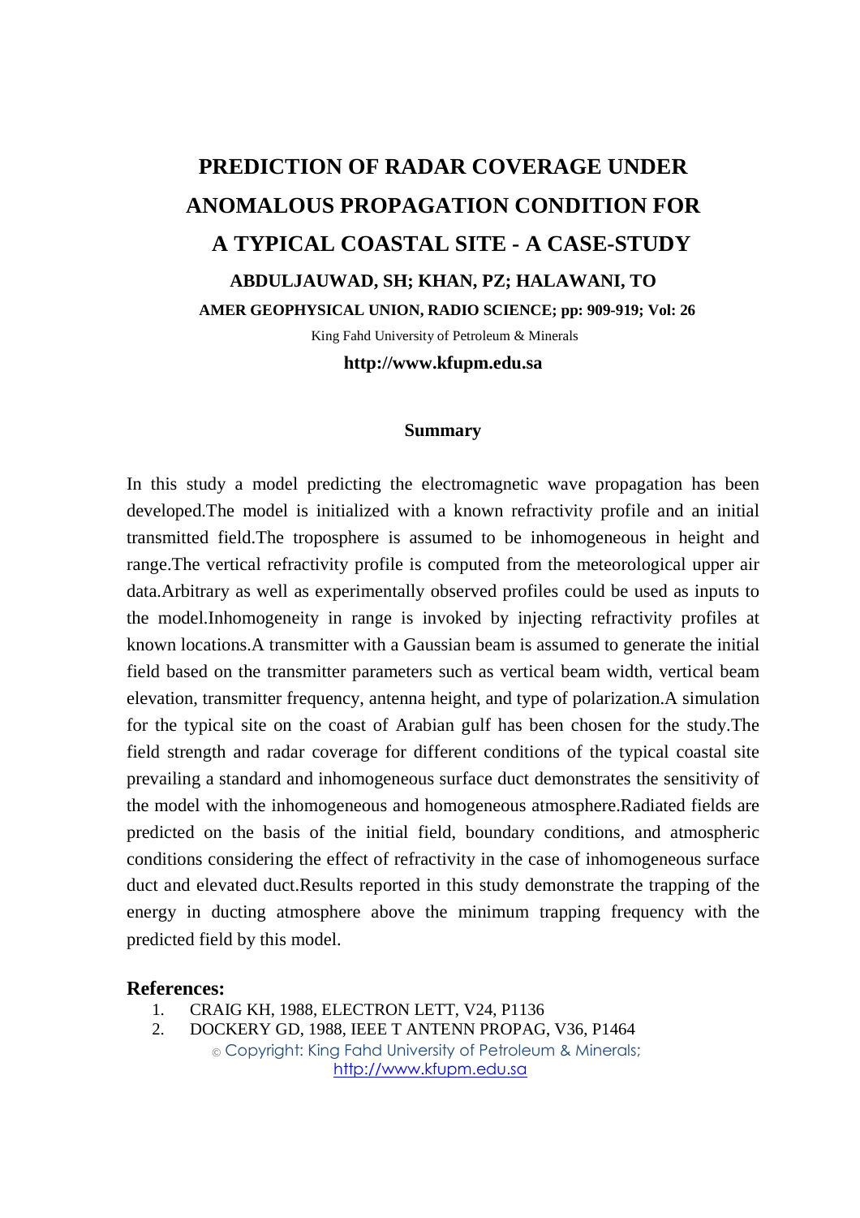# PREDICTION OF RADAR COVERAGE UNDER ANOMALOUS PROPAGATION CONDITION FOR A TYPICAL COASTAL SITE - A CASE-STUDY

**ABDULJAUWAD, SH; KHAN, PZ; HALAWANI, TO**

**AMER GEOPHYSICAL UNION, RADIO SCIENCE; pp: 909-919; Vol: 26**

King Fahd University of Petroleum & Minerals

**http://www.kfupm.edu.sa**

## Summary

In this study a model predicting the electromagnetic wave propagation has been developed.The model is initialized with a known refractivity profile and an initial transmitted field.The troposphere is assumed to be inhomogeneous in height and range.The vertical refractivity profile is computed from the meteorological upper air data.Arbitrary as well as experimentally observed profiles could be used as inputs to the model.Inhomogeneity in range is invoked by injecting refractivity profiles at known locations.A transmitter with a Gaussian beam is assumed to generate the initial field based on the transmitter parameters such as vertical beam width, vertical beam elevation, transmitter frequency, antenna height, and type of polarization.A simulation for the typical site on the coast of Arabian gulf has been chosen for the study.The field strength and radar coverage for different conditions of the typical coastal site prevailing a standard and inhomogeneous surface duct demonstrates the sensitivity of the model with the inhomogeneous and homogeneous atmosphere.Radiated fields are predicted on the basis of the initial field, boundary conditions, and atmospheric conditions considering the effect of refractivity in the case of inhomogeneous surface duct and elevated duct.Results reported in this study demonstrate the trapping of the energy in ducting atmosphere above the minimum trapping frequency with the predicted field by this model.

## References:

1. CRAIG KH, 1988, ELECTRON LETT, V24, P1136
2. DOCKERY GD, 1988, IEEE T ANTENN PROPAG, V36, P1464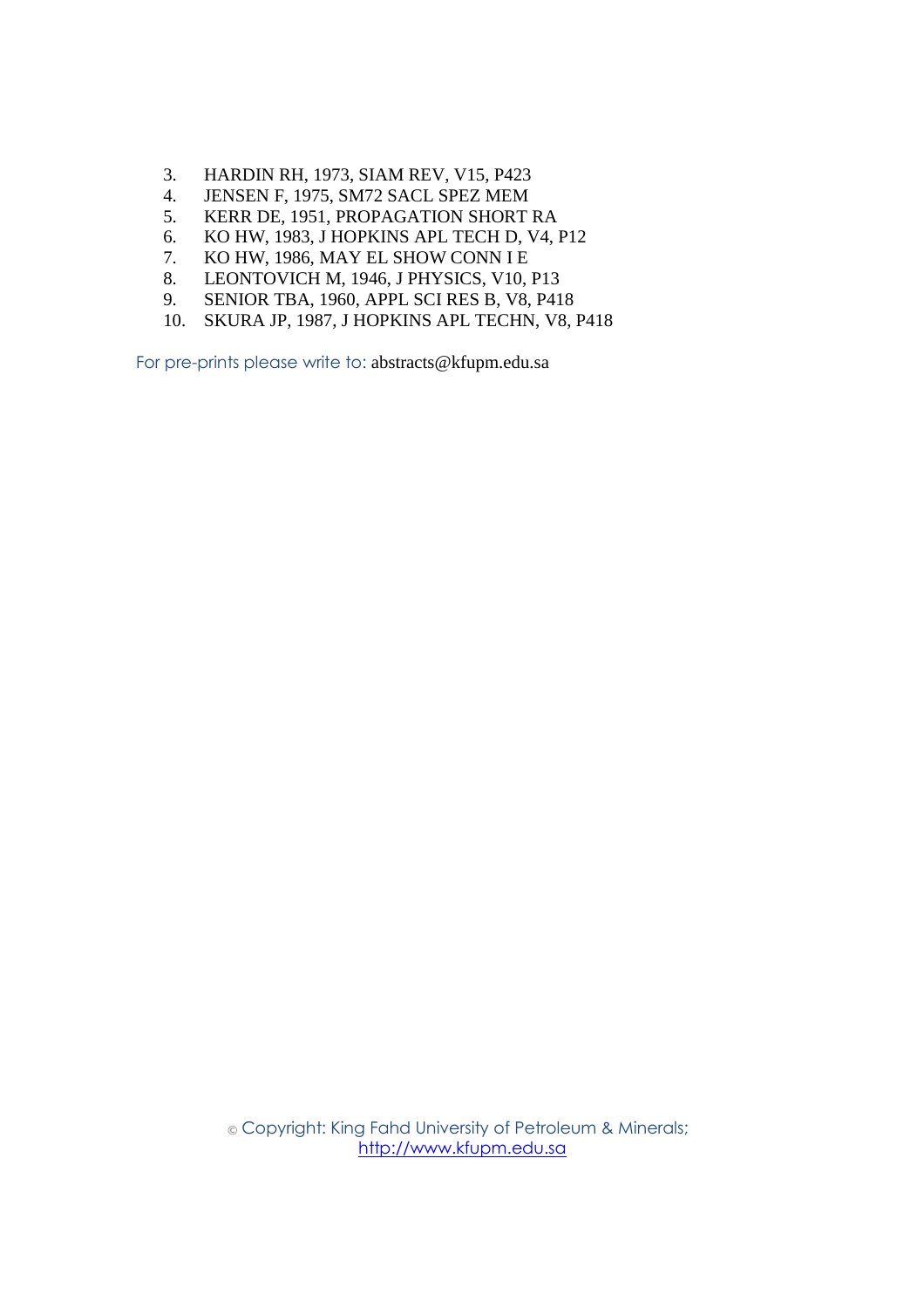3. HARDIN RH, 1973, SIAM REV, V15, P423
4. JENSEN F, 1975, SM72 SACL SPEZ MEM
5. KERR DE, 1951, PROPAGATION SHORT RA
6. KO HW, 1983, J HOPKINS APL TECH D, V4, P12
7. KO HW, 1986, MAY EL SHOW CONN I E
8. LEONTOVICH M, 1946, J PHYSICS, V10, P13
9. SENIOR TBA, 1960, APPL SCI RES B, V8, P418
10. SKURA JP, 1987, J HOPKINS APL TECHN, V8, P418

For pre-prints please write to: abstracts@kfupm.edu.sa

© Copyright: King Fahd University of Petroleum & Minerals;
http://www.kfupm.edu.sa